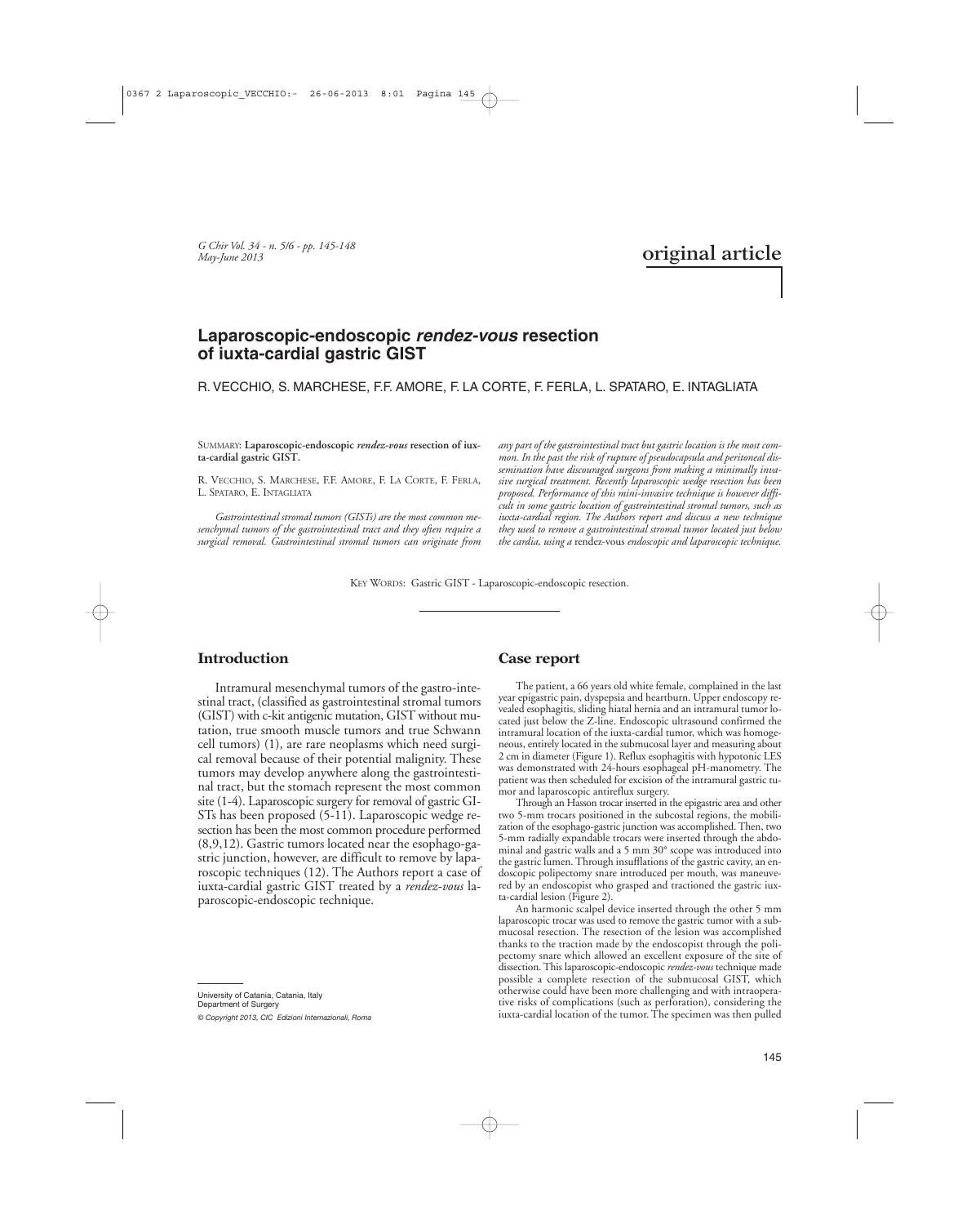original article

# Laparoscopic-endoscopic *rendez-vous* resection of iuxta-cardial gastric GIST

R. VECCHIO, S. MARCHESE, F.F. AMORE, F. LA CORTE, F. FERLA, L. SPATARO, E. INTAGLIATA

SUMMARY: **Laparoscopic-endoscopic *rendez-vous* resection of iuxta-cardial gastric GIST.**

R. VECCHIO, S. MARCHESE, F.F. AMORE, F. LA CORTE, F. FERLA, L. SPATARO, E. INTAGLIATA

*Gastrointestinal stromal tumors (GISTs) are the most common mesenchymal tumors of the gastrointestinal tract and they often require a surgical removal. Gastrointestinal stromal tumors can originate from any part of the gastrointestinal tract but gastric location is the most common. In the past the risk of rupture of pseudocapsula and peritoneal dissemination have discouraged surgeons from making a minimally invasive surgical treatment. Recently laparoscopic wedge resection has been proposed. Performance of this mini-invasive technique is however difficult in some gastric location of gastrointestinal stromal tumors, such as iuxta-cardial region. The Authors report and discuss a new technique they used to remove a gastrointestinal stromal tumor located just below the cardia, using a* rendez-vous *endoscopic and laparoscopic technique.*

KEY WORDS: Gastric GIST - Laparoscopic-endoscopic resection.

## Introduction

Intramural mesenchymal tumors of the gastro-intestinal tract, (classified as gastrointestinal stromal tumors (GIST) with c-kit antigenic mutation, GIST without mutation, true smooth muscle tumors and true Schwann cell tumors) (1), are rare neoplasms which need surgical removal because of their potential malignity. These tumors may develop anywhere along the gastrointestinal tract, but the stomach represent the most common site (1-4). Laparoscopic surgery for removal of gastric GISTs has been proposed (5-11). Laparoscopic wedge resection has been the most common procedure performed (8,9,12). Gastric tumors located near the esophago-gastric junction, however, are difficult to remove by laparoscopic techniques (12). The Authors report a case of iuxta-cardial gastric GIST treated by a *rendez-vous* laparoscopic-endoscopic technique.

## Case report

The patient, a 66 years old white female, complained in the last year epigastric pain, dyspepsia and heartburn. Upper endoscopy revealed esophagitis, sliding hiatal hernia and an intramural tumor located just below the Z-line. Endoscopic ultrasound confirmed the intramural location of the iuxta-cardial tumor, which was homogeneous, entirely located in the submucosal layer and measuring about 2 cm in diameter (Figure 1). Reflux esophagitis with hypotonic LES was demonstrated with 24-hours esophageal pH-manometry. The patient was then scheduled for excision of the intramural gastric tumor and laparoscopic antireflux surgery.

Through an Hasson trocar inserted in the epigastric area and other two 5-mm trocars positioned in the subcostal regions, the mobilization of the esophago-gastric junction was accomplished. Then, two 5-mm radially expandable trocars were inserted through the abdominal and gastric walls and a 5 mm 30° scope was introduced into the gastric lumen. Through insufflations of the gastric cavity, an endoscopic polipectomy snare introduced per mouth, was maneuvered by an endoscopist who grasped and tractioned the gastric iuxta-cardial lesion (Figure 2).

An harmonic scalpel device inserted through the other 5 mm laparoscopic trocar was used to remove the gastric tumor with a submucosal resection. The resection of the lesion was accomplished thanks to the traction made by the endoscopist through the polipectomy snare which allowed an excellent exposure of the site of dissection. This laparoscopic-endoscopic *rendez-vous* technique made possible a complete resection of the submucosal GIST, which otherwise could have been more challenging and with intraoperative risks of complications (such as perforation), considering the iuxta-cardial location of the tumor. The specimen was then pulled

University of Catania, Catania, Italy
Department of Surgery

*© Copyright 2013, CIC Edizioni Internazionali, Roma*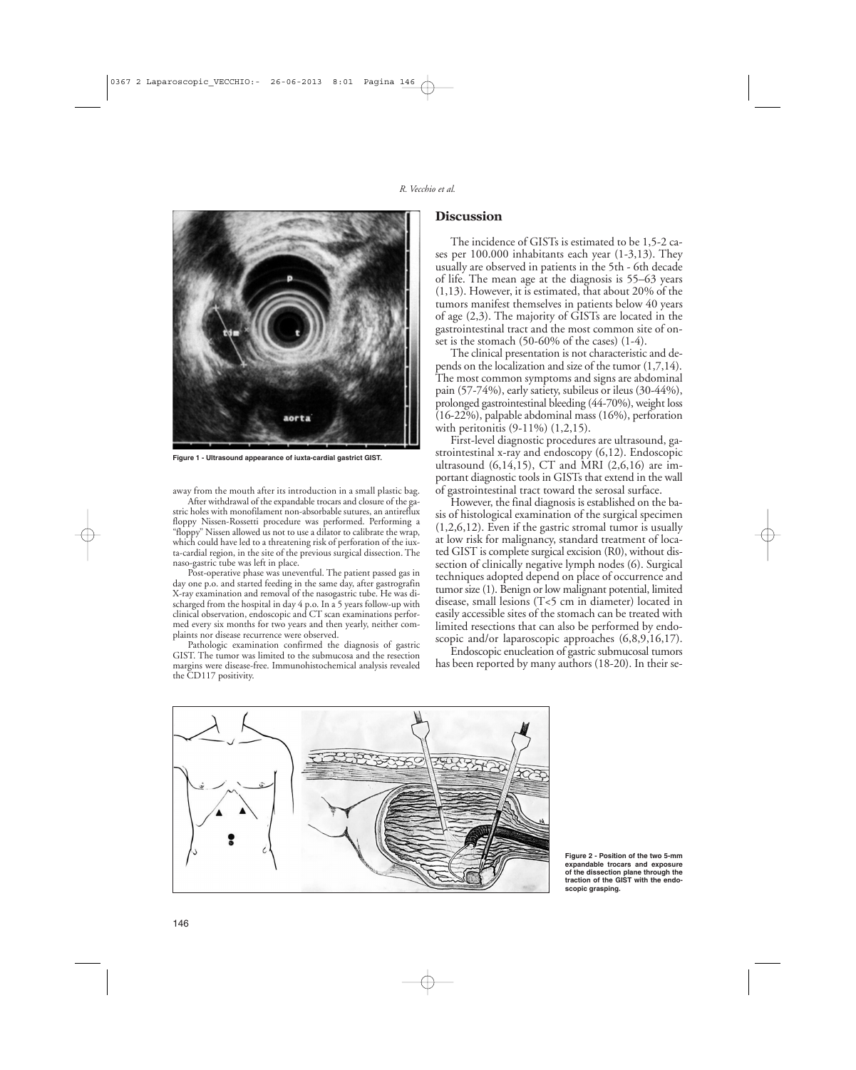away from the mouth after its introduction in a small plastic bag.

After withdrawal of the expandable trocars and closure of the gastric holes with monofilament non-absorbable sutures, an antireflux floppy Nissen-Rossetti procedure was performed. Performing a "floppy" Nissen allowed us not to use a dilator to calibrate the wrap, which could have led to a threatening risk of perforation of the iuxta-cardial region, in the site of the previous surgical dissection. The naso-gastric tube was left in place.

Post-operative phase was uneventful. The patient passed gas in day one p.o. and started feeding in the same day, after gastrografin X-ray examination and removal of the nasogastric tube. He was discharged from the hospital in day 4 p.o. In a 5 years follow-up with clinical observation, endoscopic and CT scan examinations performed every six months for two years and then yearly, neither complaints nor disease recurrence were observed.

Pathologic examination confirmed the diagnosis of gastric GIST. The tumor was limited to the submucosa and the resection margins were disease-free. Immunohistochemical analysis revealed the CD117 positivity.

Figure 1 - Ultrasound appearance of iuxta-cardial gastrict GIST.

## Discussion

The incidence of GISTs is estimated to be 1,5-2 cases per 100.000 inhabitants each year (1-3,13). They usually are observed in patients in the 5th - 6th decade of life. The mean age at the diagnosis is 55–63 years (1,13). However, it is estimated, that about 20% of the tumors manifest themselves in patients below 40 years of age (2,3). The majority of GISTs are located in the gastrointestinal tract and the most common site of onset is the stomach (50-60% of the cases) (1-4).

The clinical presentation is not characteristic and depends on the localization and size of the tumor (1,7,14). The most common symptoms and signs are abdominal pain (57-74%), early satiety, subileus or ileus (30-44%), prolonged gastrointestinal bleeding (44-70%), weight loss (16-22%), palpable abdominal mass (16%), perforation with peritonitis (9-11%) (1,2,15).

First-level diagnostic procedures are ultrasound, gastrointestinal x-ray and endoscopy (6,12). Endoscopic ultrasound (6,14,15), CT and MRI (2,6,16) are important diagnostic tools in GISTs that extend in the wall of gastrointestinal tract toward the serosal surface.

However, the final diagnosis is established on the basis of histological examination of the surgical specimen (1,2,6,12). Even if the gastric stromal tumor is usually at low risk for malignancy, standard treatment of located GIST is complete surgical excision (R0), without dissection of clinically negative lymph nodes (6). Surgical techniques adopted depend on place of occurrence and tumor size (1). Benign or low malignant potential, limited disease, small lesions (T<5 cm in diameter) located in easily accessible sites of the stomach can be treated with limited resections that can also be performed by endoscopic and/or laparoscopic approaches (6,8,9,16,17).

Endoscopic enucleation of gastric submucosal tumors has been reported by many authors (18-20). In their se-

Figure 2 - Position of the two 5-mm expandable trocars and exposure of the dissection plane through the traction of the GIST with the endoscopic grasping.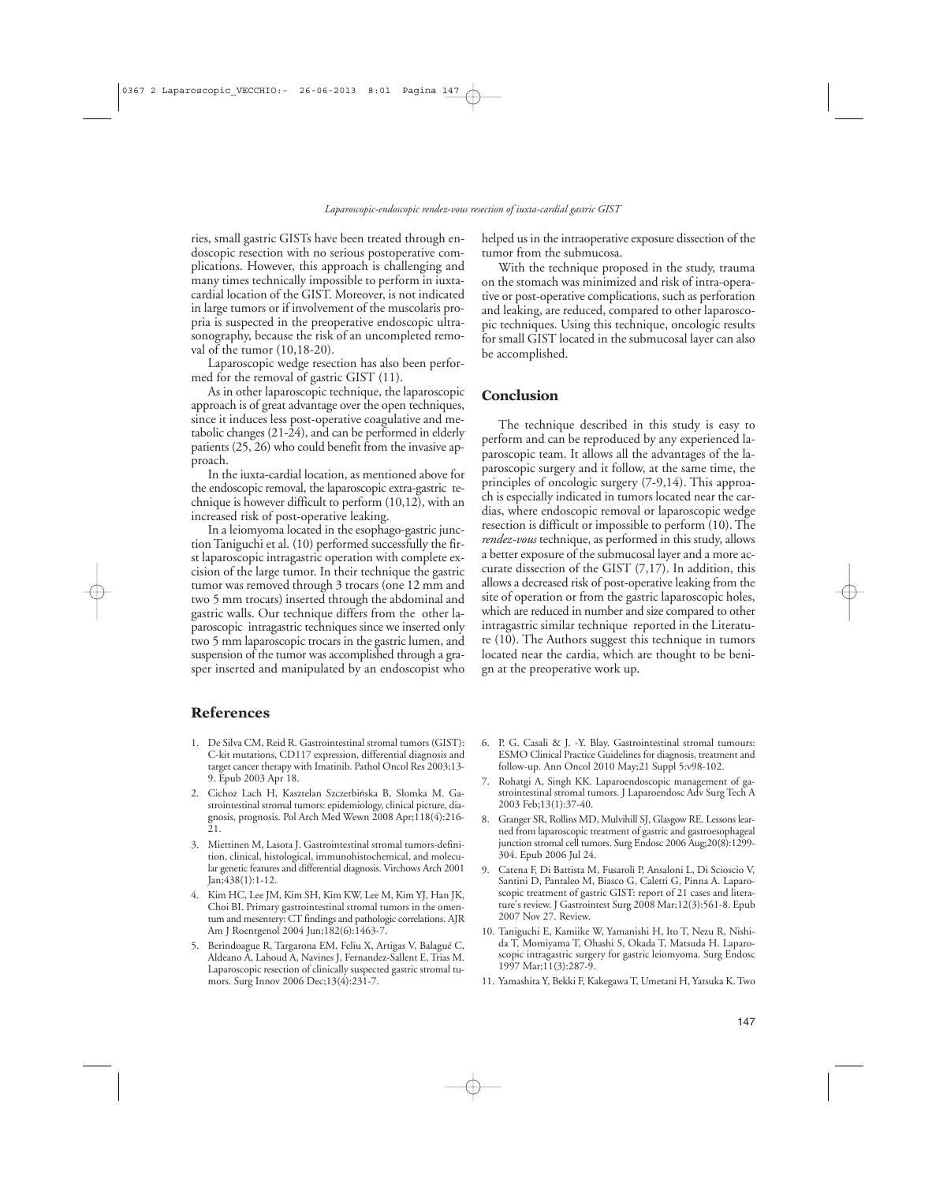ries, small gastric GISTs have been treated through endoscopic resection with no serious postoperative complications. However, this approach is challenging and many times technically impossible to perform in iuxtacardial location of the GIST. Moreover, is not indicated in large tumors or if involvement of the muscolaris propria is suspected in the preoperative endoscopic ultrasonography, because the risk of an uncompleted removal of the tumor (10,18-20).

Laparoscopic wedge resection has also been performed for the removal of gastric GIST (11).

As in other laparoscopic technique, the laparoscopic approach is of great advantage over the open techniques, since it induces less post-operative coagulative and metabolic changes (21-24), and can be performed in elderly patients (25, 26) who could benefit from the invasive approach.

In the iuxta-cardial location, as mentioned above for the endoscopic removal, the laparoscopic extra-gastric technique is however difficult to perform (10,12), with an increased risk of post-operative leaking.

In a leiomyoma located in the esophago-gastric junction Taniguchi et al. (10) performed successfully the first laparoscopic intragastric operation with complete excision of the large tumor. In their technique the gastric tumor was removed through 3 trocars (one 12 mm and two 5 mm trocars) inserted through the abdominal and gastric walls. Our technique differs from the other laparoscopic intragastric techniques since we inserted only two 5 mm laparoscopic trocars in the gastric lumen, and suspension of the tumor was accomplished through a grasper inserted and manipulated by an endoscopist who helped us in the intraoperative exposure dissection of the tumor from the submucosa.

With the technique proposed in the study, trauma on the stomach was minimized and risk of intra-operative or post-operative complications, such as perforation and leaking, are reduced, compared to other laparoscopic techniques. Using this technique, oncologic results for small GIST located in the submucosal layer can also be accomplished.

## Conclusion

The technique described in this study is easy to perform and can be reproduced by any experienced laparoscopic team. It allows all the advantages of the laparoscopic surgery and it follow, at the same time, the principles of oncologic surgery (7-9,14). This approach is especially indicated in tumors located near the cardias, where endoscopic removal or laparoscopic wedge resection is difficult or impossible to perform (10). The *rendez-vous* technique, as performed in this study, allows a better exposure of the submucosal layer and a more accurate dissection of the GIST (7,17). In addition, this allows a decreased risk of post-operative leaking from the site of operation or from the gastric laparoscopic holes, which are reduced in number and size compared to other intragastric similar technique reported in the Literature (10). The Authors suggest this technique in tumors located near the cardia, which are thought to be benign at the preoperative work up.

## References

1. De Silva CM, Reid R. Gastrointestinal stromal tumors (GIST): C-kit mutations, CD117 expression, differential diagnosis and target cancer therapy with Imatinib. Pathol Oncol Res 2003;13-9. Epub 2003 Apr 18.
2. Cichoż Lach H, Kasztelan Szczerbińska B, Słomka M. Gastrointestinal stromal tumors: epidemiology, clinical picture, diagnosis, prognosis. Pol Arch Med Wewn 2008 Apr;118(4):216-21.
3. Miettinen M, Lasota J. Gastrointestinal stromal tumors-definition, clinical, histological, immunohistochemical, and molecular genetic features and differential diagnosis. Virchows Arch 2001 Jan;438(1):1-12.
4. Kim HC, Lee JM, Kim SH, Kim KW, Lee M, Kim YJ, Han JK, Choi BI. Primary gastrointestinal stromal tumors in the omentum and mesentery: CT findings and pathologic correlations. AJR Am J Roentgenol 2004 Jun;182(6):1463-7.
5. Berindoague R, Targarona EM, Feliu X, Artigas V, Balagué C, Aldeano A, Lahoud A, Navines J, Fernandez-Sallent E, Trias M. Laparoscopic resection of clinically suspected gastric stromal tumors. Surg Innov 2006 Dec;13(4):231-7.
6. P. G. Casali & J. -Y. Blay. Gastrointestinal stromal tumours: ESMO Clinical Practice Guidelines for diagnosis, treatment and follow-up. Ann Oncol 2010 May;21 Suppl 5:v98-102.
7. Rohatgi A, Singh KK. Laparoendoscopic management of gastrointestinal stromal tumors. J Laparoendosc Adv Surg Tech A 2003 Feb;13(1):37-40.
8. Granger SR, Rollins MD, Mulvihill SJ, Glasgow RE. Lessons learned from laparoscopic treatment of gastric and gastroesophageal junction stromal cell tumors. Surg Endosc 2006 Aug;20(8):1299-304. Epub 2006 Jul 24.
9. Catena F, Di Battista M, Fusaroli P, Ansaloni L, Di Scioscio V, Santini D, Pantaleo M, Biasco G, Caletti G, Pinna A. Laparoscopic treatment of gastric GIST: report of 21 cases and literature's review. J Gastrointest Surg 2008 Mar;12(3):561-8. Epub 2007 Nov 27. Review.
10. Taniguchi E, Kamiike W, Yamanishi H, Ito T, Nezu R, Nishida T, Momiyama T, Ohashi S, Okada T, Matsuda H. Laparoscopic intragastric surgery for gastric leiomyoma. Surg Endosc 1997 Mar;11(3):287-9.
11. Yamashita Y, Bekki F, Kakegawa T, Umetani H, Yatsuka K. Two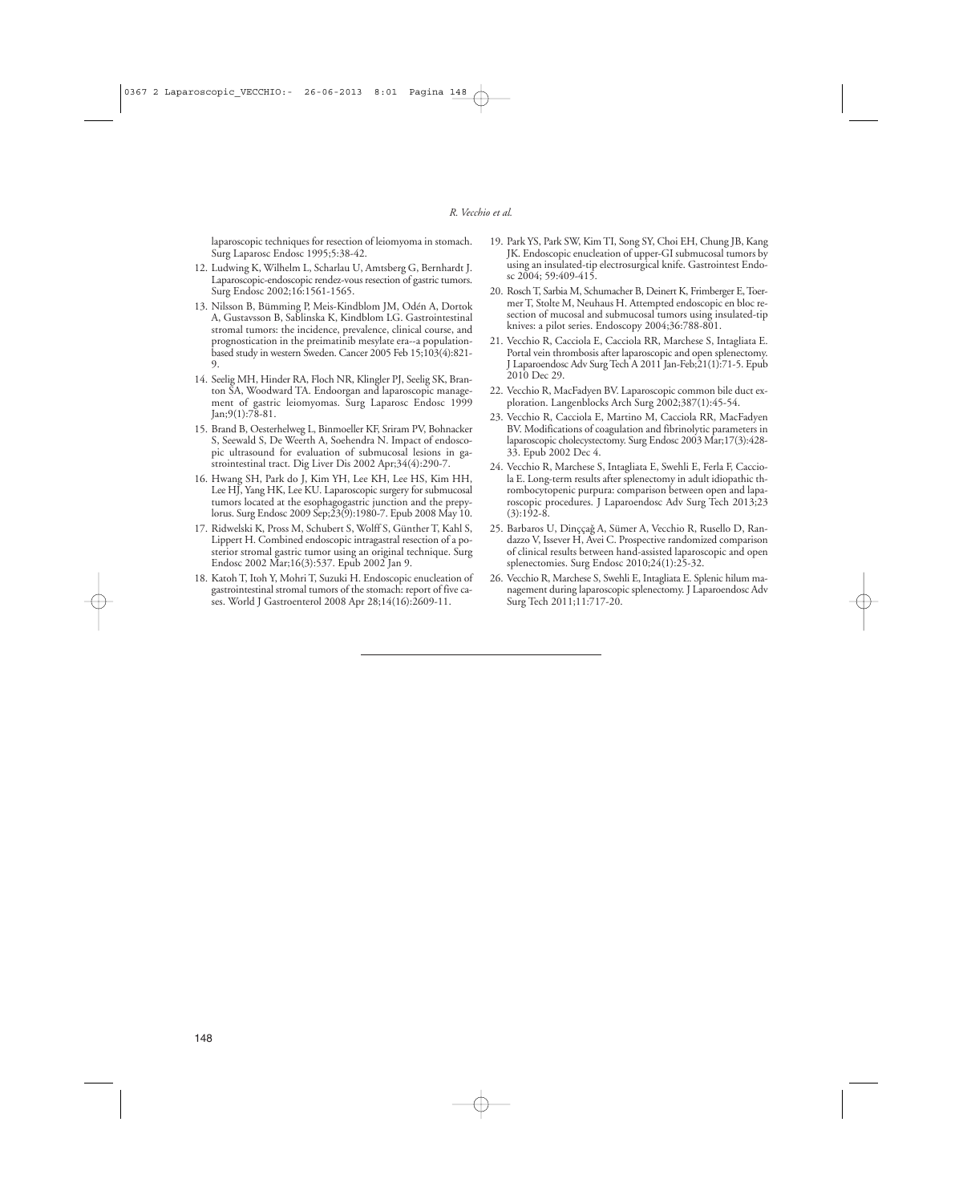laparoscopic techniques for resection of leiomyoma in stomach. Surg Laparosc Endosc 1995;5:38-42.

12. Ludwing K, Wilhelm L, Scharlau U, Amtsberg G, Bernhardt J. Laparoscopic-endoscopic rendez-vous resection of gastric tumors. Surg Endosc 2002;16:1561-1565.
13. Nilsson B, Bümming P, Meis-Kindblom JM, Odén A, Dortok A, Gustavsson B, Sablinska K, Kindblom LG. Gastrointestinal stromal tumors: the incidence, prevalence, clinical course, and prognostication in the preimatinib mesylate era--a population-based study in western Sweden. Cancer 2005 Feb 15;103(4):821-9.
14. Seelig MH, Hinder RA, Floch NR, Klingler PJ, Seelig SK, Branton SA, Woodward TA. Endoorgan and laparoscopic management of gastric leiomyomas. Surg Laparosc Endosc 1999 Jan;9(1):78-81.
15. Brand B, Oesterhelweg L, Binmoeller KF, Sriram PV, Bohnacker S, Seewald S, De Weerth A, Soehendra N. Impact of endoscopic ultrasound for evaluation of submucosal lesions in gastrointestinal tract. Dig Liver Dis 2002 Apr;34(4):290-7.
16. Hwang SH, Park do J, Kim YH, Lee KH, Lee HS, Kim HH, Lee HJ, Yang HK, Lee KU. Laparoscopic surgery for submucosal tumors located at the esophagogastric junction and the prepylorus. Surg Endosc 2009 Sep;23(9):1980-7. Epub 2008 May 10.
17. Ridwelski K, Pross M, Schubert S, Wolff S, Günther T, Kahl S, Lippert H. Combined endoscopic intragastral resection of a posterior stromal gastric tumor using an original technique. Surg Endosc 2002 Mar;16(3):537. Epub 2002 Jan 9.
18. Katoh T, Itoh Y, Mohri T, Suzuki H. Endoscopic enucleation of gastrointestinal stromal tumors of the stomach: report of five cases. World J Gastroenterol 2008 Apr 28;14(16):2609-11.
19. Park YS, Park SW, Kim TI, Song SY, Choi EH, Chung JB, Kang JK. Endoscopic enucleation of upper-GI submucosal tumors by using an insulated-tip electrosurgical knife. Gastrointest Endosc 2004; 59:409-415.
20. Rosch T, Sarbia M, Schumacher B, Deinert K, Frimberger E, Toermer T, Stolte M, Neuhaus H. Attempted endoscopic en bloc resection of mucosal and submucosal tumors using insulated-tip knives: a pilot series. Endoscopy 2004;36:788-801.
21. Vecchio R, Cacciola E, Cacciola RR, Marchese S, Intagliata E. Portal vein thrombosis after laparoscopic and open splenectomy. J Laparoendosc Adv Surg Tech A 2011 Jan-Feb;21(1):71-5. Epub 2010 Dec 29.
22. Vecchio R, MacFadyen BV. Laparoscopic common bile duct exploration. Langenblocks Arch Surg 2002;387(1):45-54.
23. Vecchio R, Cacciola E, Martino M, Cacciola RR, MacFadyen BV. Modifications of coagulation and fibrinolytic parameters in laparoscopic cholecystectomy. Surg Endosc 2003 Mar;17(3):428-33. Epub 2002 Dec 4.
24. Vecchio R, Marchese S, Intagliata E, Swehli E, Ferla F, Cacciola E. Long-term results after splenectomy in adult idiopathic thrombocytopenic purpura: comparison between open and laparoscopic procedures. J Laparoendosc Adv Surg Tech 2013;23 (3):192-8.
25. Barbaros U, Dinççağ A, Sümer A, Vecchio R, Rusello D, Randazzo V, Issever H, Avei C. Prospective randomized comparison of clinical results between hand-assisted laparoscopic and open splenectomies. Surg Endosc 2010;24(1):25-32.
26. Vecchio R, Marchese S, Swehli E, Intagliata E. Splenic hilum management during laparoscopic splenectomy. J Laparoendosc Adv Surg Tech 2011;11:717-20.